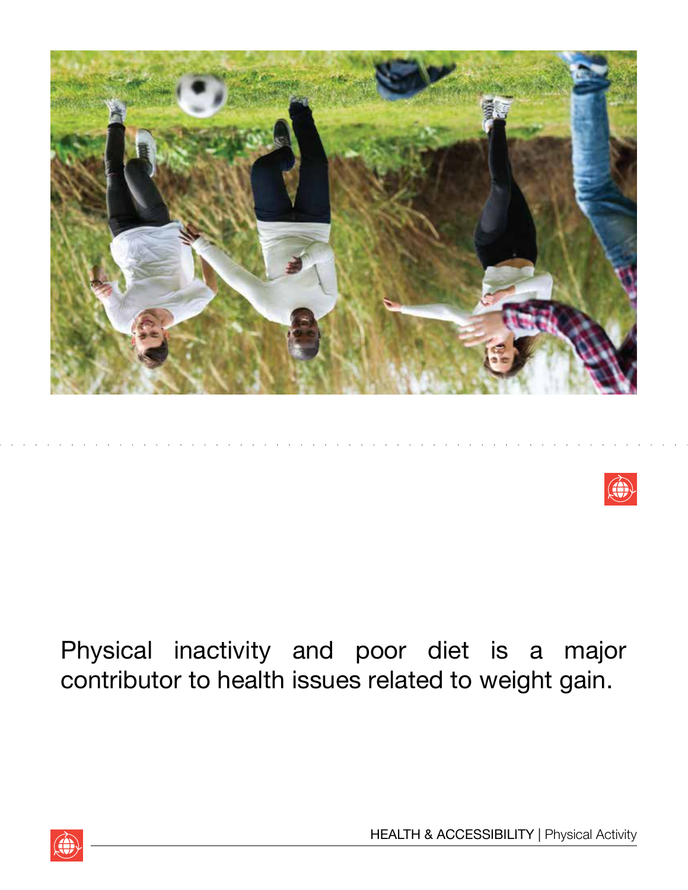Physical inactivity and poor diet is a major contributor to health issues related to weight gain.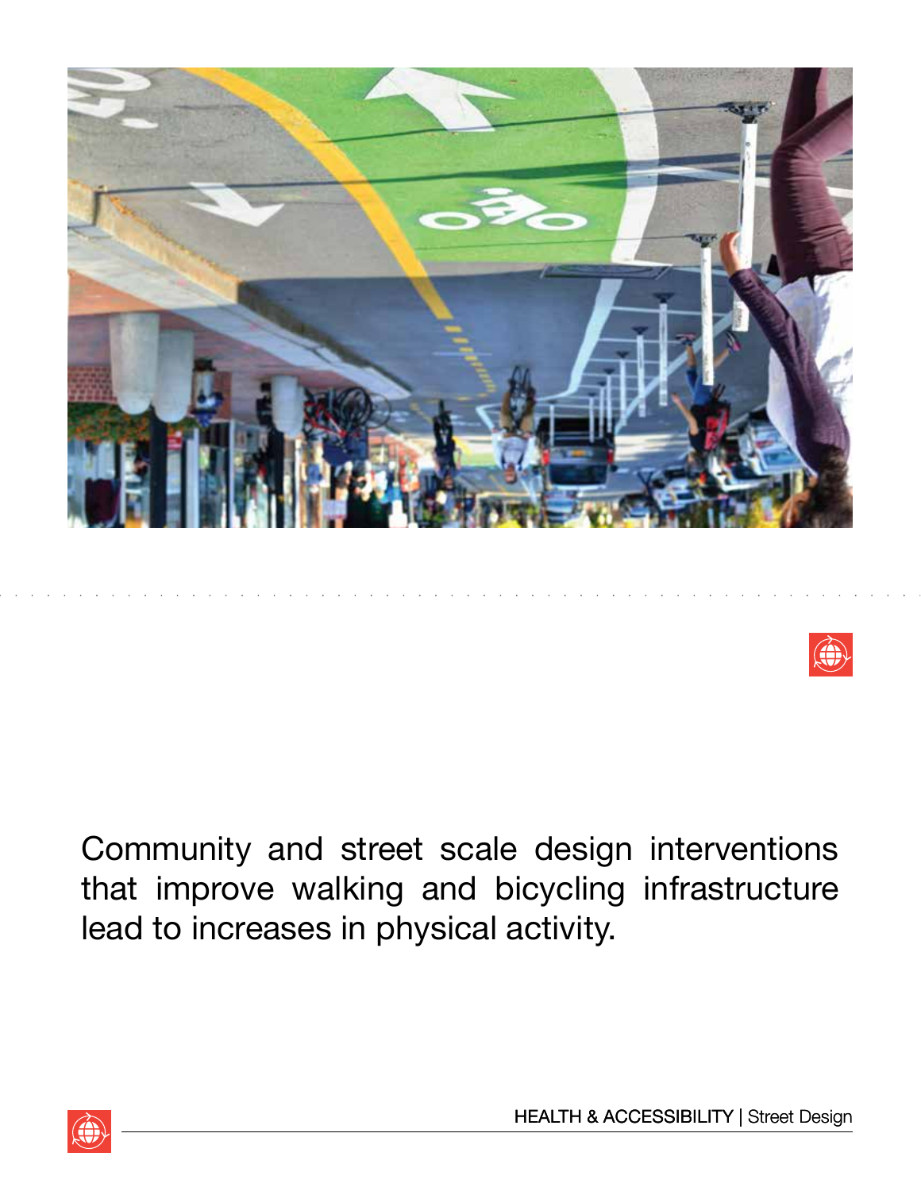Community and street scale design interventions that improve walking and bicycling infrastructure lead to increases in physical activity.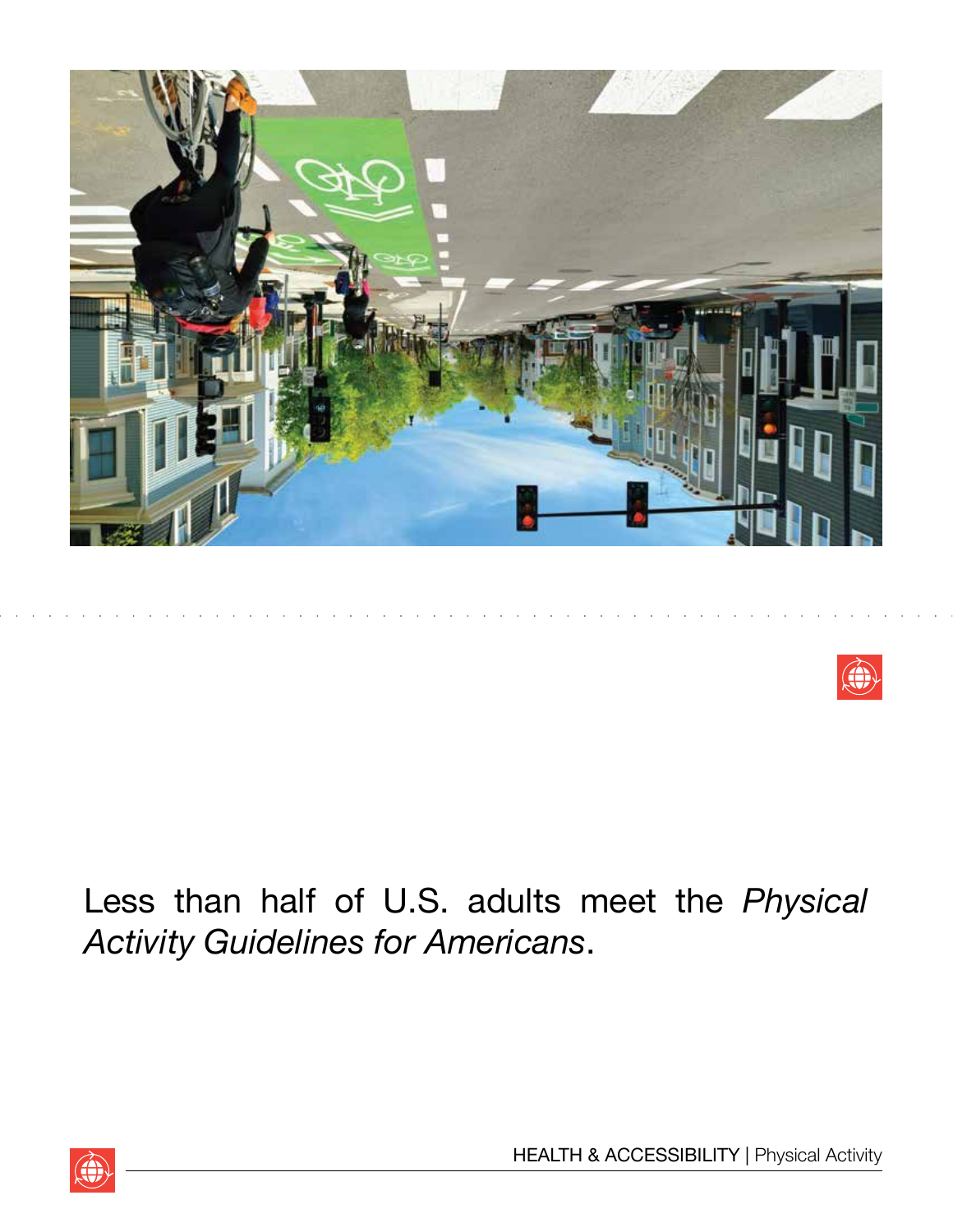Less than half of U.S. adults meet the *Physical Activity Guidelines for Americans*.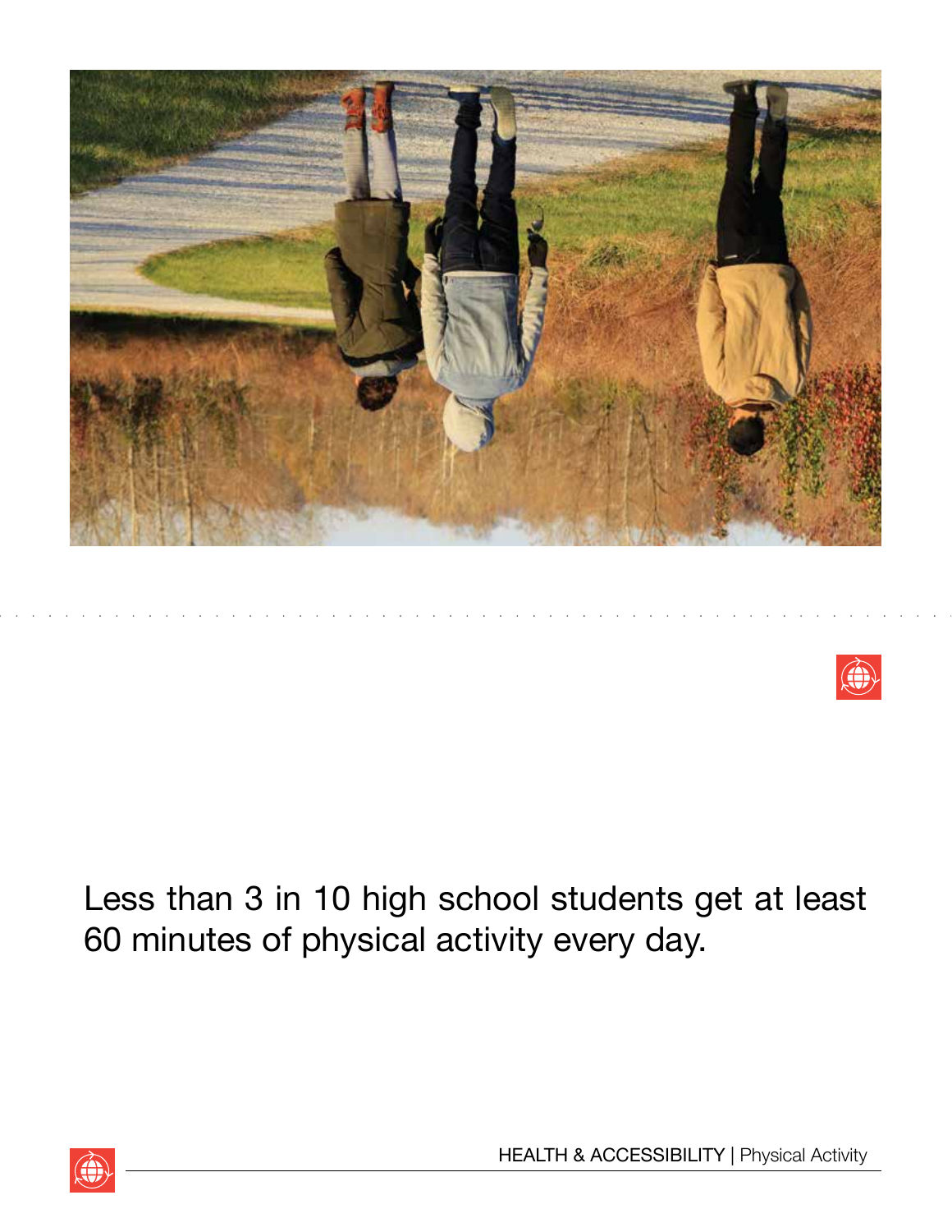Less than 3 in 10 high school students get at least 60 minutes of physical activity every day.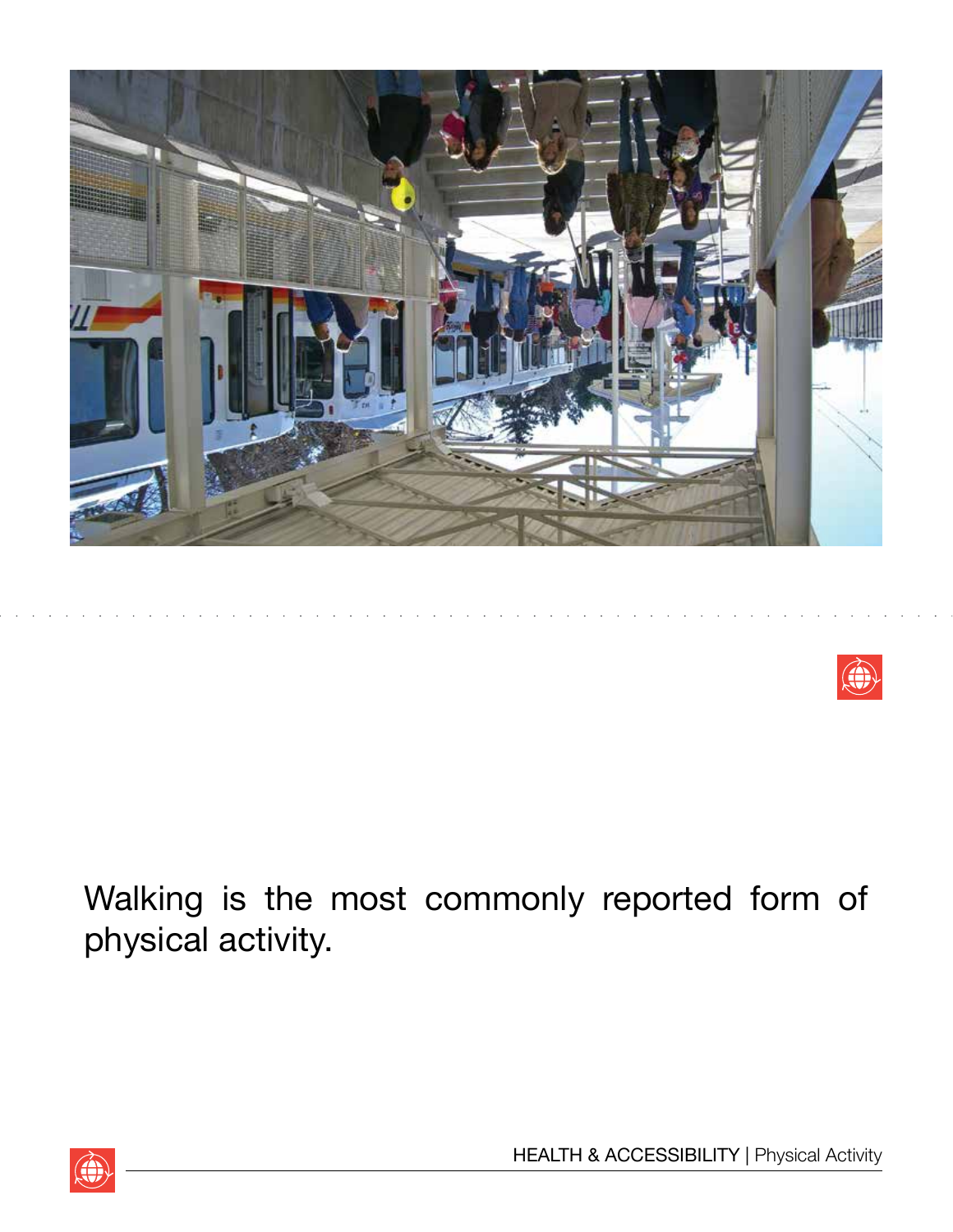Walking is the most commonly reported form of physical activity.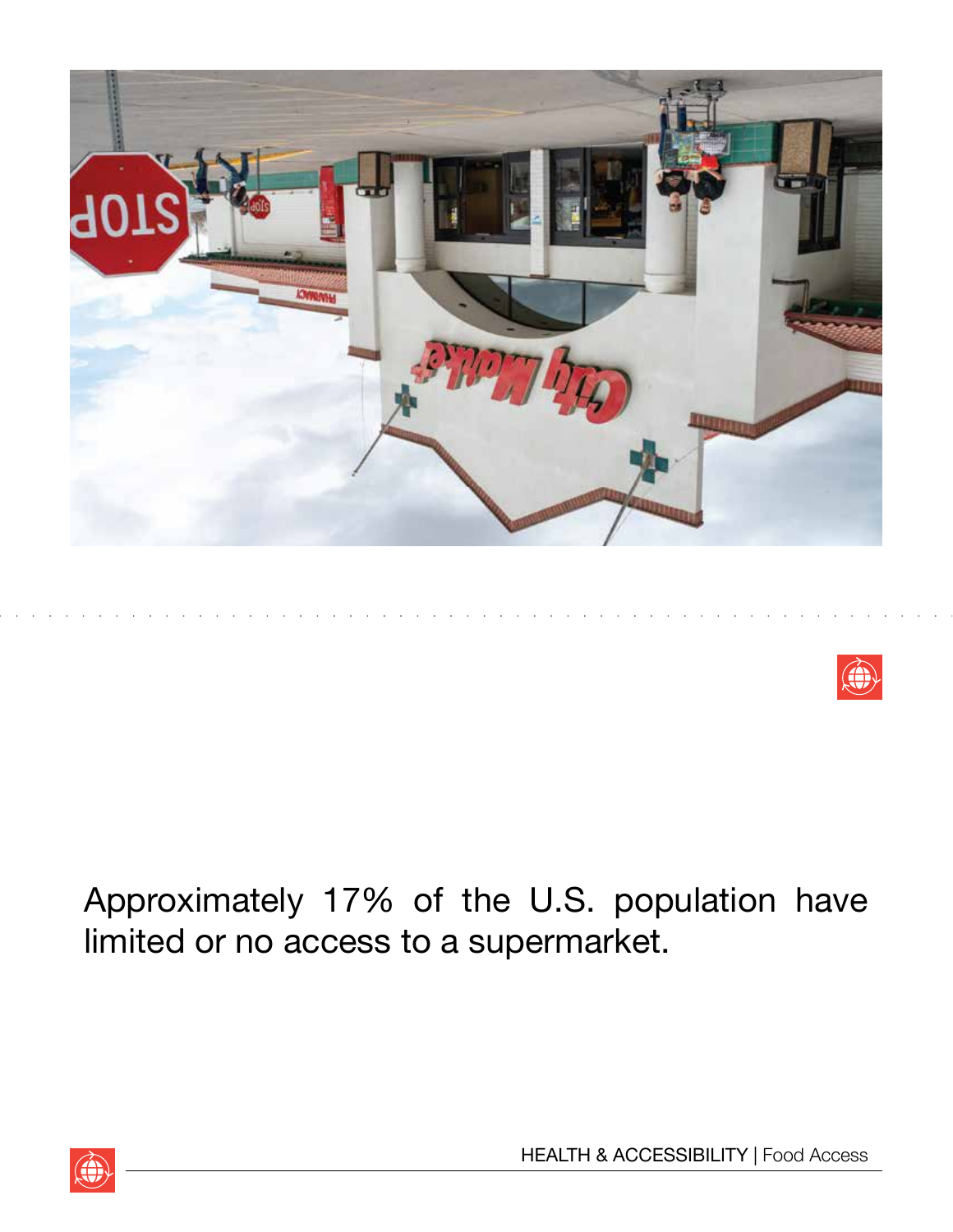Approximately 17% of the U.S. population have limited or no access to a supermarket.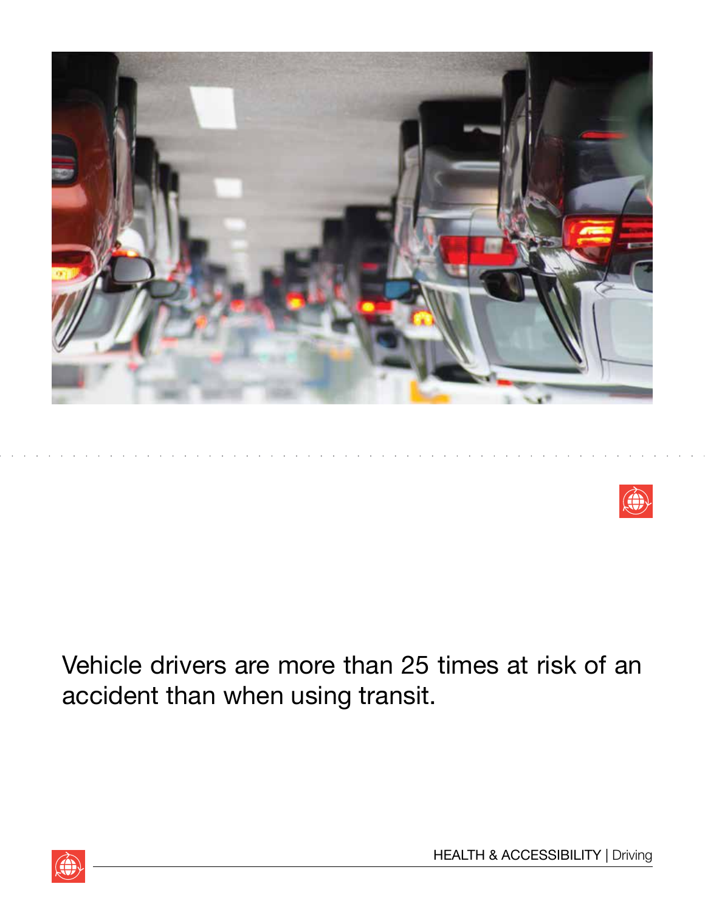Vehicle drivers are more than 25 times at risk of an accident than when using transit.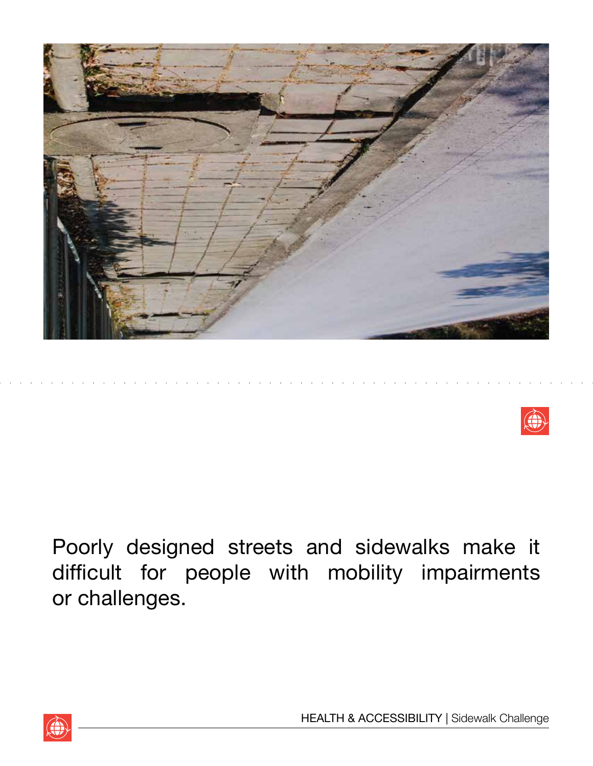Poorly designed streets and sidewalks make it difficult for people with mobility impairments or challenges.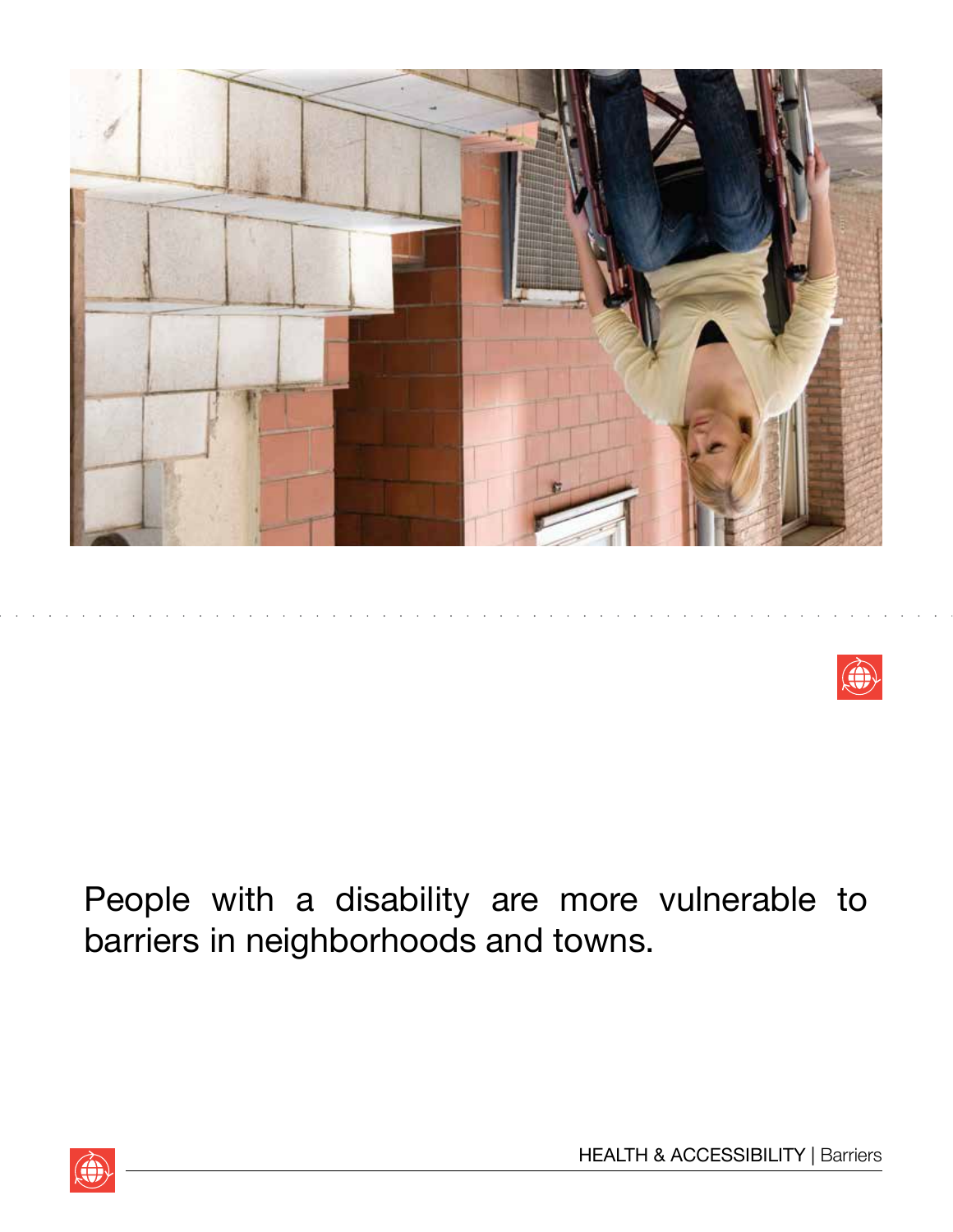People with a disability are more vulnerable to barriers in neighborhoods and towns.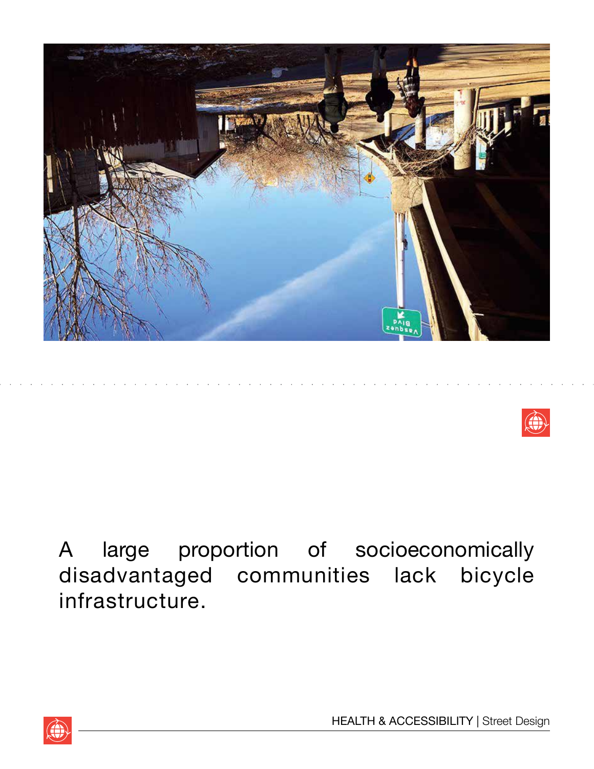A large proportion of socioeconomically disadvantaged communities lack bicycle infrastructure.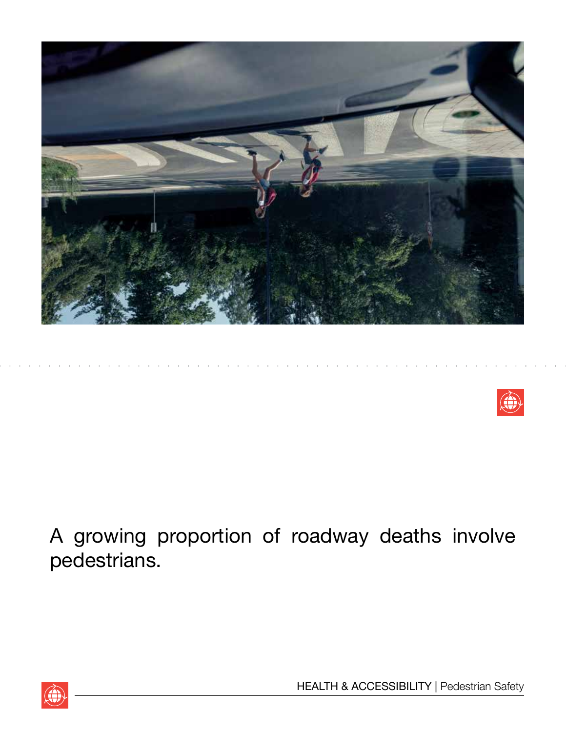A growing proportion of roadway deaths involve pedestrians.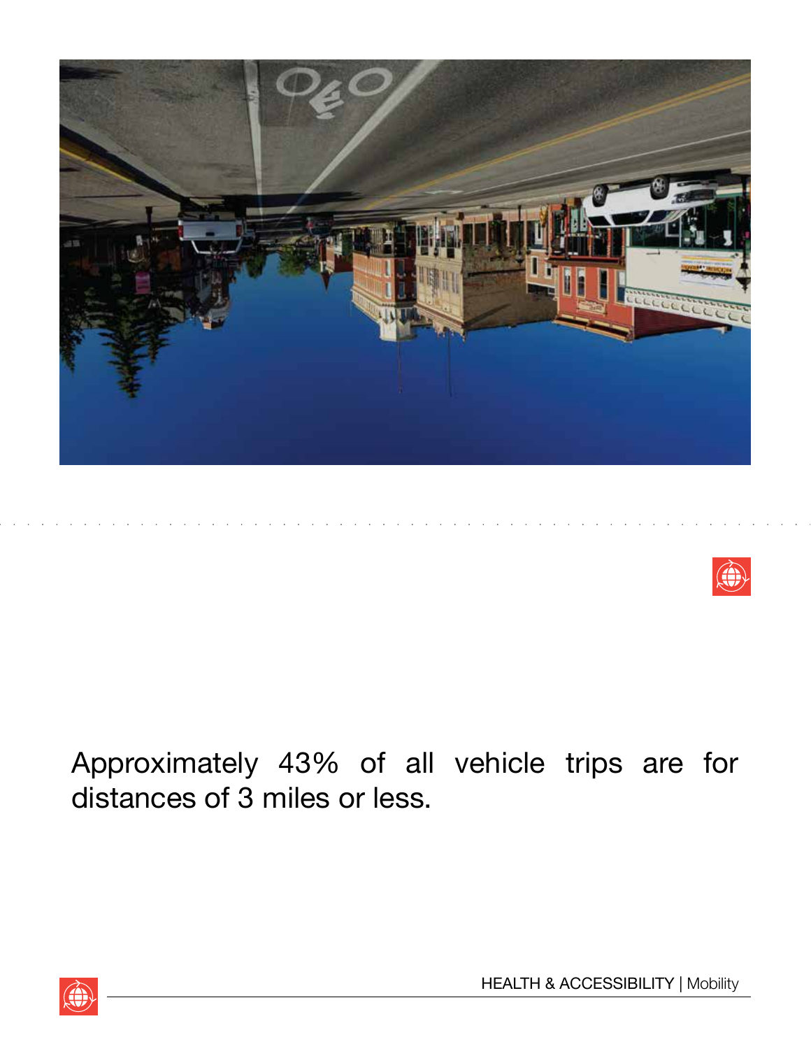Approximately 43% of all vehicle trips are for distances of 3 miles or less.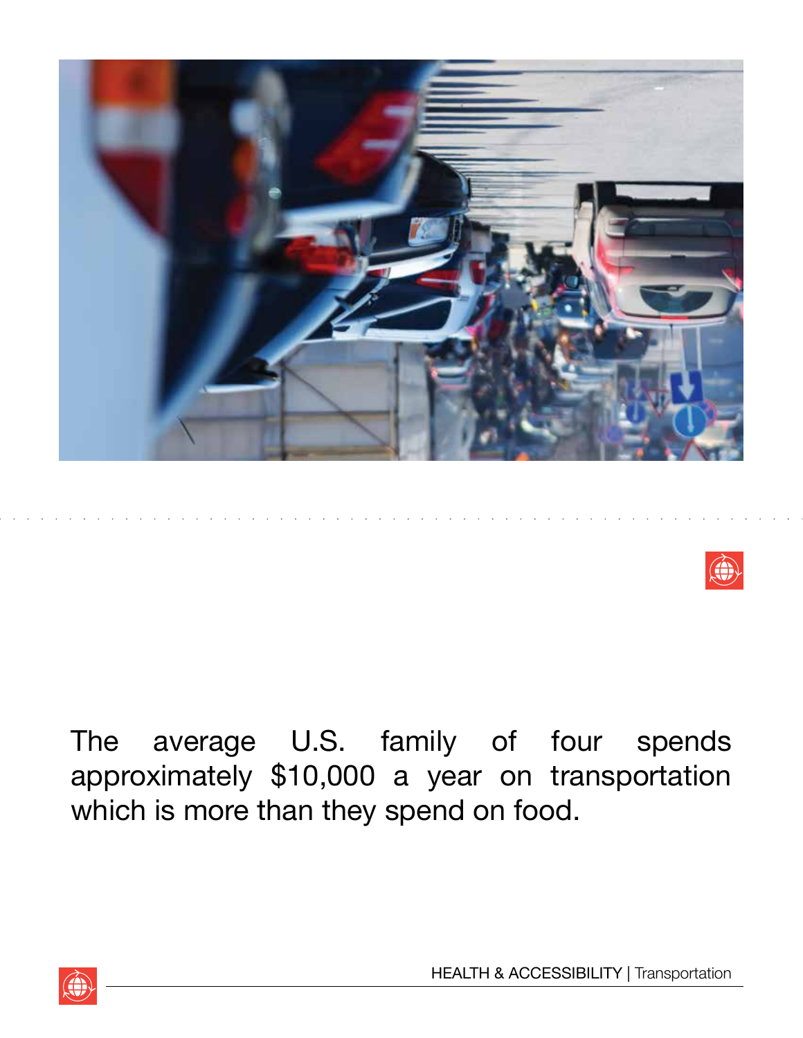The average U.S. family of four spends approximately $10,000 a year on transportation which is more than they spend on food.